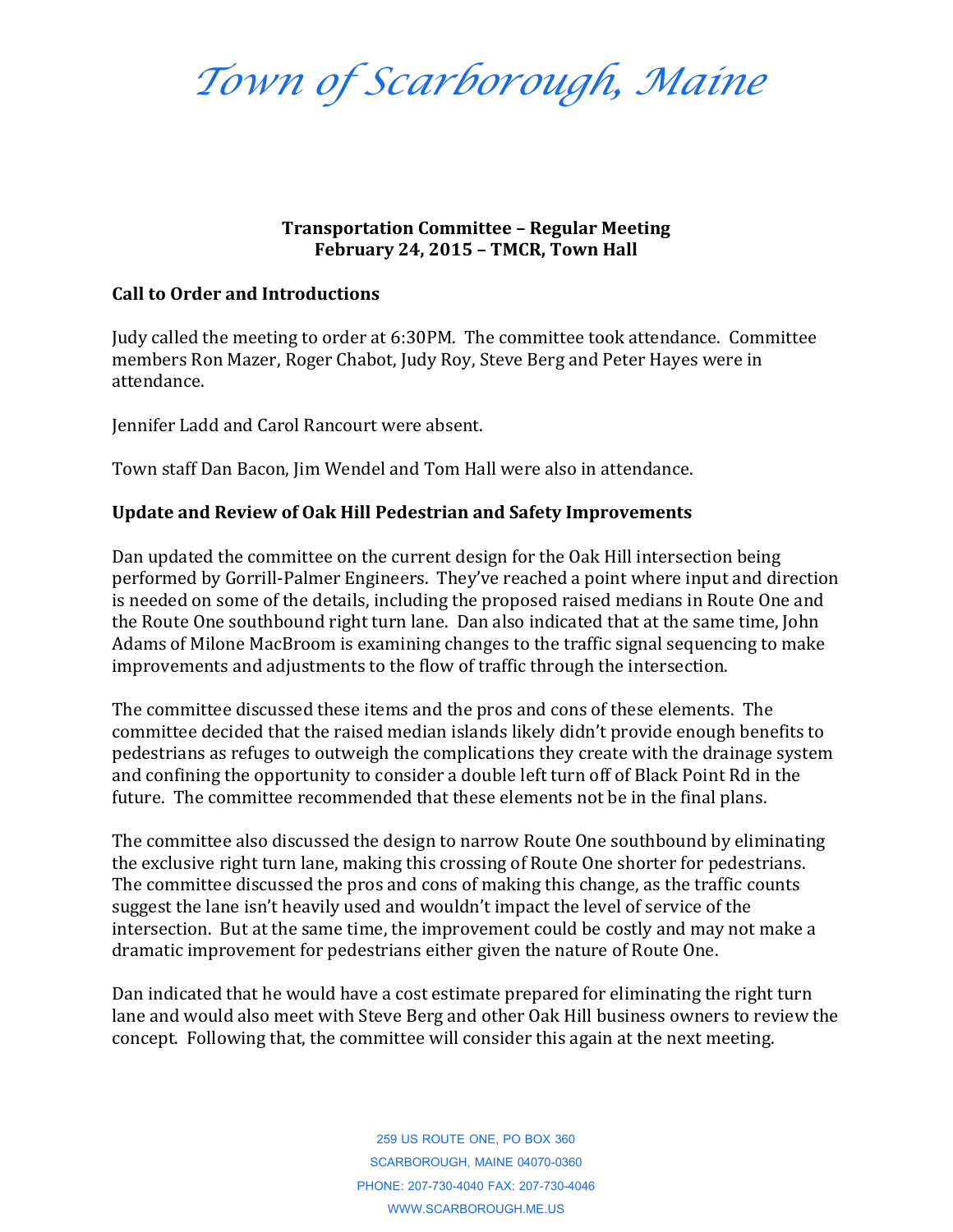# *Town of Scarborough, Maine*

**Transportation Committee – Regular Meeting**
**February 24, 2015 – TMCR, Town Hall**

## Call to Order and Introductions

Judy called the meeting to order at 6:30PM. The committee took attendance. Committee members Ron Mazer, Roger Chabot, Judy Roy, Steve Berg and Peter Hayes were in attendance.

Jennifer Ladd and Carol Rancourt were absent.

Town staff Dan Bacon, Jim Wendel and Tom Hall were also in attendance.

## Update and Review of Oak Hill Pedestrian and Safety Improvements

Dan updated the committee on the current design for the Oak Hill intersection being performed by Gorrill-Palmer Engineers. They've reached a point where input and direction is needed on some of the details, including the proposed raised medians in Route One and the Route One southbound right turn lane. Dan also indicated that at the same time, John Adams of Milone MacBroom is examining changes to the traffic signal sequencing to make improvements and adjustments to the flow of traffic through the intersection.

The committee discussed these items and the pros and cons of these elements. The committee decided that the raised median islands likely didn't provide enough benefits to pedestrians as refuges to outweigh the complications they create with the drainage system and confining the opportunity to consider a double left turn off of Black Point Rd in the future. The committee recommended that these elements not be in the final plans.

The committee also discussed the design to narrow Route One southbound by eliminating the exclusive right turn lane, making this crossing of Route One shorter for pedestrians. The committee discussed the pros and cons of making this change, as the traffic counts suggest the lane isn't heavily used and wouldn't impact the level of service of the intersection. But at the same time, the improvement could be costly and may not make a dramatic improvement for pedestrians either given the nature of Route One.

Dan indicated that he would have a cost estimate prepared for eliminating the right turn lane and would also meet with Steve Berg and other Oak Hill business owners to review the concept. Following that, the committee will consider this again at the next meeting.

259 US ROUTE ONE, PO BOX 360
SCARBOROUGH, MAINE 04070-0360
PHONE: 207-730-4040 FAX: 207-730-4046
WWW.SCARBOROUGH.ME.US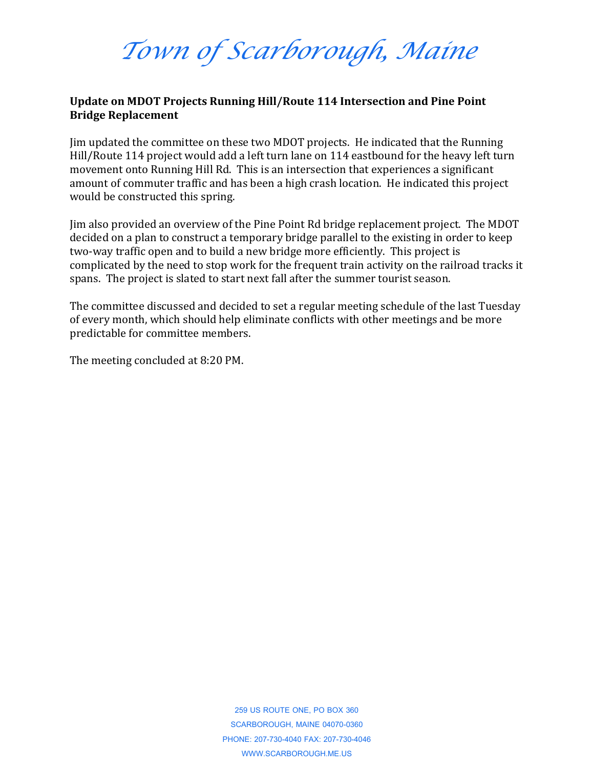### Update on MDOT Projects Running Hill/Route 114 Intersection and Pine Point Bridge Replacement

Jim updated the committee on these two MDOT projects. He indicated that the Running Hill/Route 114 project would add a left turn lane on 114 eastbound for the heavy left turn movement onto Running Hill Rd. This is an intersection that experiences a significant amount of commuter traffic and has been a high crash location. He indicated this project would be constructed this spring.

Jim also provided an overview of the Pine Point Rd bridge replacement project. The MDOT decided on a plan to construct a temporary bridge parallel to the existing in order to keep two-way traffic open and to build a new bridge more efficiently. This project is complicated by the need to stop work for the frequent train activity on the railroad tracks it spans. The project is slated to start next fall after the summer tourist season.

The committee discussed and decided to set a regular meeting schedule of the last Tuesday of every month, which should help eliminate conflicts with other meetings and be more predictable for committee members.

The meeting concluded at 8:20 PM.